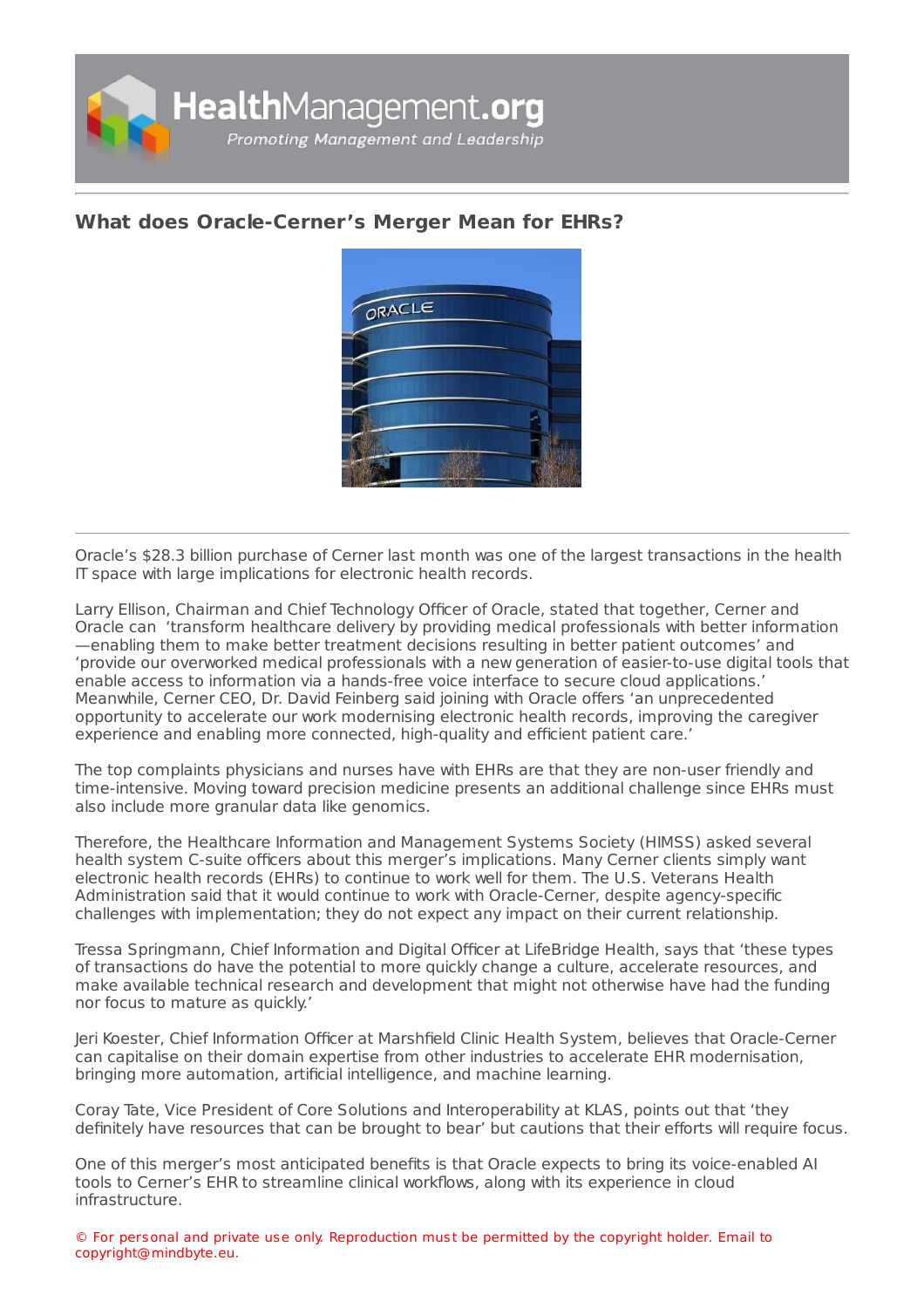# What does Oracle-Cerner's Merger Mean for EHRs?

Oracle's $28.3 billion purchase of Cerner last month was one of the largest transactions in the health IT space with large implications for electronic health records.

Larry Ellison, Chairman and Chief Technology Officer of Oracle, stated that together, Cerner and Oracle can 'transform healthcare delivery by providing medical professionals with better information—enabling them to make better treatment decisions resulting in better patient outcomes' and 'provide our overworked medical professionals with a new generation of easier-to-use digital tools that enable access to information via a hands-free voice interface to secure cloud applications.' Meanwhile, Cerner CEO, Dr. David Feinberg said joining with Oracle offers 'an unprecedented opportunity to accelerate our work modernising electronic health records, improving the caregiver experience and enabling more connected, high-quality and efficient patient care.'

The top complaints physicians and nurses have with EHRs are that they are non-user friendly and time-intensive. Moving toward precision medicine presents an additional challenge since EHRs must also include more granular data like genomics.

Therefore, the Healthcare Information and Management Systems Society (HIMSS) asked several health system C-suite officers about this merger's implications. Many Cerner clients simply want electronic health records (EHRs) to continue to work well for them. The U.S. Veterans Health Administration said that it would continue to work with Oracle-Cerner, despite agency-specific challenges with implementation; they do not expect any impact on their current relationship.

Tressa Springmann, Chief Information and Digital Officer at LifeBridge Health, says that 'these types of transactions do have the potential to more quickly change a culture, accelerate resources, and make available technical research and development that might not otherwise have had the funding nor focus to mature as quickly.'

Jeri Koester, Chief Information Officer at Marshfield Clinic Health System, believes that Oracle-Cerner can capitalise on their domain expertise from other industries to accelerate EHR modernisation, bringing more automation, artificial intelligence, and machine learning.

Coray Tate, Vice President of Core Solutions and Interoperability at KLAS, points out that 'they definitely have resources that can be brought to bear' but cautions that their efforts will require focus.

One of this merger's most anticipated benefits is that Oracle expects to bring its voice-enabled AI tools to Cerner's EHR to streamline clinical workflows, along with its experience in cloud infrastructure.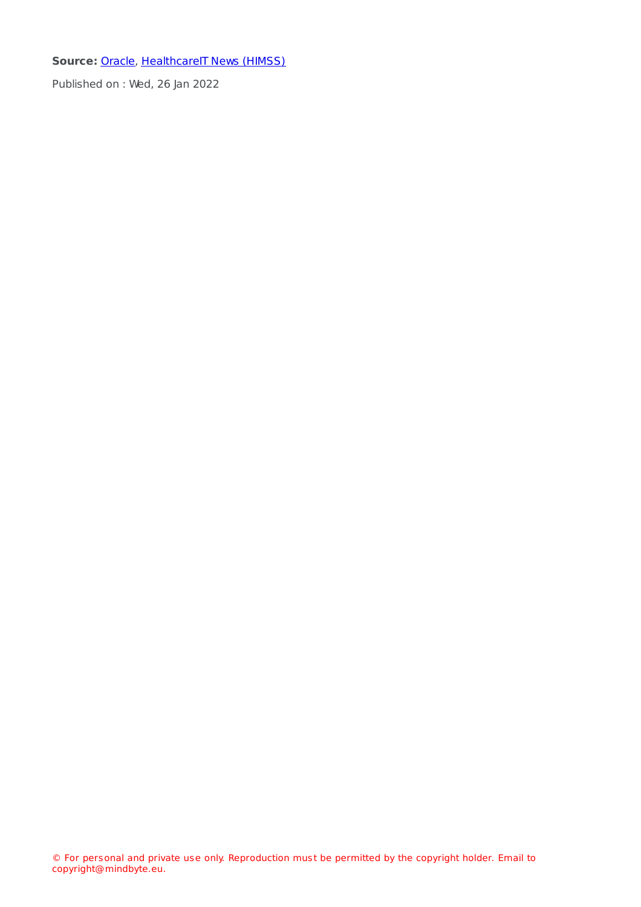**Source:** [Oracle](Oracle), [HealthcareIT News (HIMSS)](HealthcareIT News (HIMSS))

Published on : Wed, 26 Jan 2022

© For personal and private use only. Reproduction must be permitted by the copyright holder. Email to copyright@mindbyte.eu.